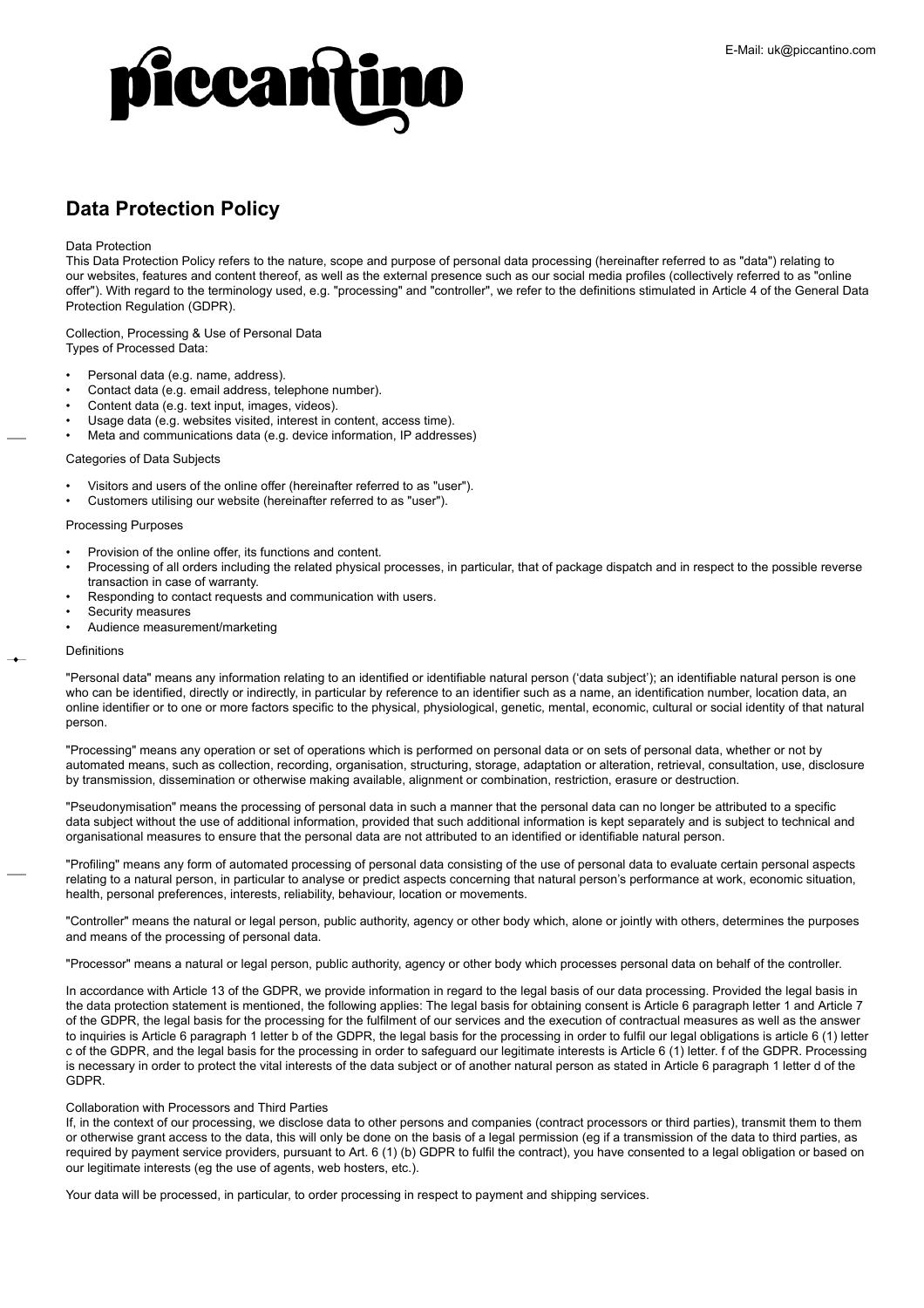piccantino

E-Mail: uk@piccantino.com

# Data Protection Policy

Data Protection

This Data Protection Policy refers to the nature, scope and purpose of personal data processing (hereinafter referred to as "data") relating to our websites, features and content thereof, as well as the external presence such as our social media profiles (collectively referred to as "online offer"). With regard to the terminology used, e.g. "processing" and "controller", we refer to the definitions stimulated in Article 4 of the General Data Protection Regulation (GDPR).

Collection, Processing & Use of Personal Data

Types of Processed Data:

- Personal data (e.g. name, address).
- Contact data (e.g. email address, telephone number).
- Content data (e.g. text input, images, videos).
- Usage data (e.g. websites visited, interest in content, access time).
- Meta and communications data (e.g. device information, IP addresses)

Categories of Data Subjects

- Visitors and users of the online offer (hereinafter referred to as "user").
- Customers utilising our website (hereinafter referred to as "user").

Processing Purposes

- Provision of the online offer, its functions and content.
- Processing of all orders including the related physical processes, in particular, that of package dispatch and in respect to the possible reverse transaction in case of warranty.
- Responding to contact requests and communication with users.
- Security measures
- Audience measurement/marketing

Definitions

"Personal data" means any information relating to an identified or identifiable natural person ('data subject'); an identifiable natural person is one who can be identified, directly or indirectly, in particular by reference to an identifier such as a name, an identification number, location data, an online identifier or to one or more factors specific to the physical, physiological, genetic, mental, economic, cultural or social identity of that natural person.

"Processing" means any operation or set of operations which is performed on personal data or on sets of personal data, whether or not by automated means, such as collection, recording, organisation, structuring, storage, adaptation or alteration, retrieval, consultation, use, disclosure by transmission, dissemination or otherwise making available, alignment or combination, restriction, erasure or destruction.

"Pseudonymisation" means the processing of personal data in such a manner that the personal data can no longer be attributed to a specific data subject without the use of additional information, provided that such additional information is kept separately and is subject to technical and organisational measures to ensure that the personal data are not attributed to an identified or identifiable natural person.

"Profiling" means any form of automated processing of personal data consisting of the use of personal data to evaluate certain personal aspects relating to a natural person, in particular to analyse or predict aspects concerning that natural person's performance at work, economic situation, health, personal preferences, interests, reliability, behaviour, location or movements.

"Controller" means the natural or legal person, public authority, agency or other body which, alone or jointly with others, determines the purposes and means of the processing of personal data.

"Processor" means a natural or legal person, public authority, agency or other body which processes personal data on behalf of the controller.

In accordance with Article 13 of the GDPR, we provide information in regard to the legal basis of our data processing. Provided the legal basis in the data protection statement is mentioned, the following applies: The legal basis for obtaining consent is Article 6 paragraph letter 1 and Article 7 of the GDPR, the legal basis for the processing for the fulfilment of our services and the execution of contractual measures as well as the answer to inquiries is Article 6 paragraph 1 letter b of the GDPR, the legal basis for the processing in order to fulfil our legal obligations is article 6 (1) letter c of the GDPR, and the legal basis for the processing in order to safeguard our legitimate interests is Article 6 (1) letter. f of the GDPR. Processing is necessary in order to protect the vital interests of the data subject or of another natural person as stated in Article 6 paragraph 1 letter d of the GDPR.

Collaboration with Processors and Third Parties

If, in the context of our processing, we disclose data to other persons and companies (contract processors or third parties), transmit them to them or otherwise grant access to the data, this will only be done on the basis of a legal permission (eg if a transmission of the data to third parties, as required by payment service providers, pursuant to Art. 6 (1) (b) GDPR to fulfil the contract), you have consented to a legal obligation or based on our legitimate interests (eg the use of agents, web hosters, etc.).

Your data will be processed, in particular, to order processing in respect to payment and shipping services.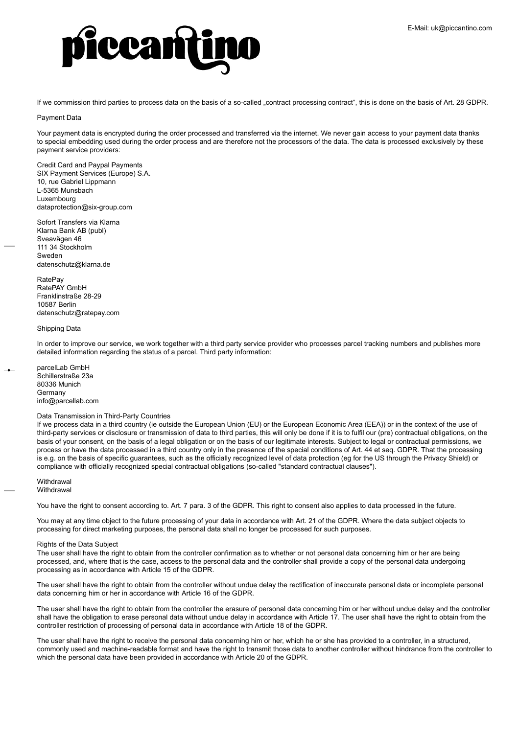If we commission third parties to process data on the basis of a so-called „contract processing contract", this is done on the basis of Art. 28 GDPR.

## Payment Data

Your payment data is encrypted during the order processed and transferred via the internet. We never gain access to your payment data thanks to special embedding used during the order process and are therefore not the processors of the data. The data is processed exclusively by these payment service providers:

Credit Card and Paypal Payments
SIX Payment Services (Europe) S.A.
10, rue Gabriel Lippmann
L-5365 Munsbach
Luxembourg
dataprotection@six-group.com

Sofort Transfers via Klarna
Klarna Bank AB (publ)
Sveavägen 46
111 34 Stockholm
Sweden
datenschutz@klarna.de

RatePay
RatePAY GmbH
Franklinstraße 28-29
10587 Berlin
datenschutz@ratepay.com

## Shipping Data

In order to improve our service, we work together with a third party service provider who processes parcel tracking numbers and publishes more detailed information regarding the status of a parcel. Third party information:

parcelLab GmbH
Schillerstraße 23a
80336 Munich
Germany
info@parcellab.com

## Data Transmission in Third-Party Countries

If we process data in a third country (ie outside the European Union (EU) or the European Economic Area (EEA)) or in the context of the use of third-party services or disclosure or transmission of data to third parties, this will only be done if it is to fulfil our (pre) contractual obligations, on the basis of your consent, on the basis of a legal obligation or on the basis of our legitimate interests. Subject to legal or contractual permissions, we process or have the data processed in a third country only in the presence of the special conditions of Art. 44 et seq. GDPR. That the processing is e.g. on the basis of specific guarantees, such as the officially recognized level of data protection (eg for the US through the Privacy Shield) or compliance with officially recognized special contractual obligations (so-called "standard contractual clauses").

## Withdrawal

Withdrawal

You have the right to consent according to. Art. 7 para. 3 of the GDPR. This right to consent also applies to data processed in the future.

You may at any time object to the future processing of your data in accordance with Art. 21 of the GDPR. Where the data subject objects to processing for direct marketing purposes, the personal data shall no longer be processed for such purposes.

## Rights of the Data Subject

The user shall have the right to obtain from the controller confirmation as to whether or not personal data concerning him or her are being processed, and, where that is the case, access to the personal data and the controller shall provide a copy of the personal data undergoing processing as in accordance with Article 15 of the GDPR.

The user shall have the right to obtain from the controller without undue delay the rectification of inaccurate personal data or incomplete personal data concerning him or her in accordance with Article 16 of the GDPR.

The user shall have the right to obtain from the controller the erasure of personal data concerning him or her without undue delay and the controller shall have the obligation to erase personal data without undue delay in accordance with Article 17. The user shall have the right to obtain from the controller restriction of processing of personal data in accordance with Article 18 of the GDPR.

The user shall have the right to receive the personal data concerning him or her, which he or she has provided to a controller, in a structured, commonly used and machine-readable format and have the right to transmit those data to another controller without hindrance from the controller to which the personal data have been provided in accordance with Article 20 of the GDPR.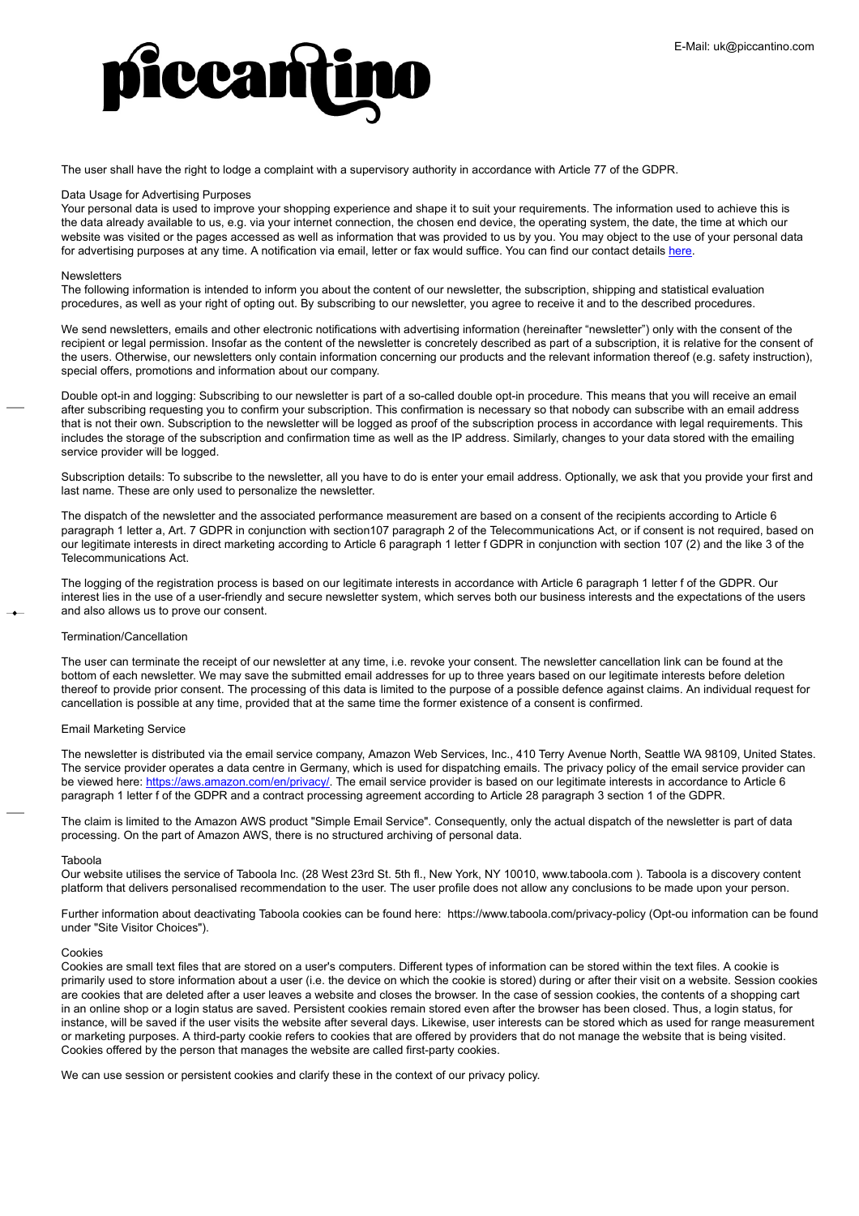The user shall have the right to lodge a complaint with a supervisory authority in accordance with Article 77 of the GDPR.

### Data Usage for Advertising Purposes

Your personal data is used to improve your shopping experience and shape it to suit your requirements. The information used to achieve this is the data already available to us, e.g. via your internet connection, the chosen end device, the operating system, the date, the time at which our website was visited or the pages accessed as well as information that was provided to us by you. You may object to the use of your personal data for advertising purposes at any time. A notification via email, letter or fax would suffice. You can find our contact details [here](here).

### Newsletters

The following information is intended to inform you about the content of our newsletter, the subscription, shipping and statistical evaluation procedures, as well as your right of opting out. By subscribing to our newsletter, you agree to receive it and to the described procedures.

We send newsletters, emails and other electronic notifications with advertising information (hereinafter "newsletter") only with the consent of the recipient or legal permission. Insofar as the content of the newsletter is concretely described as part of a subscription, it is relative for the consent of the users. Otherwise, our newsletters only contain information concerning our products and the relevant information thereof (e.g. safety instruction), special offers, promotions and information about our company.

Double opt-in and logging: Subscribing to our newsletter is part of a so-called double opt-in procedure. This means that you will receive an email after subscribing requesting you to confirm your subscription. This confirmation is necessary so that nobody can subscribe with an email address that is not their own. Subscription to the newsletter will be logged as proof of the subscription process in accordance with legal requirements. This includes the storage of the subscription and confirmation time as well as the IP address. Similarly, changes to your data stored with the emailing service provider will be logged.

Subscription details: To subscribe to the newsletter, all you have to do is enter your email address. Optionally, we ask that you provide your first and last name. These are only used to personalize the newsletter.

The dispatch of the newsletter and the associated performance measurement are based on a consent of the recipients according to Article 6 paragraph 1 letter a, Art. 7 GDPR in conjunction with section107 paragraph 2 of the Telecommunications Act, or if consent is not required, based on our legitimate interests in direct marketing according to Article 6 paragraph 1 letter f GDPR in conjunction with section 107 (2) and the like 3 of the Telecommunications Act.

The logging of the registration process is based on our legitimate interests in accordance with Article 6 paragraph 1 letter f of the GDPR. Our interest lies in the use of a user-friendly and secure newsletter system, which serves both our business interests and the expectations of the users and also allows us to prove our consent.

### Termination/Cancellation

The user can terminate the receipt of our newsletter at any time, i.e. revoke your consent. The newsletter cancellation link can be found at the bottom of each newsletter. We may save the submitted email addresses for up to three years based on our legitimate interests before deletion thereof to provide prior consent. The processing of this data is limited to the purpose of a possible defence against claims. An individual request for cancellation is possible at any time, provided that at the same time the former existence of a consent is confirmed.

### Email Marketing Service

The newsletter is distributed via the email service company, Amazon Web Services, Inc., 410 Terry Avenue North, Seattle WA 98109, United States. The service provider operates a data centre in Germany, which is used for dispatching emails. The privacy policy of the email service provider can be viewed here: [https://aws.amazon.com/en/privacy/](https://aws.amazon.com/en/privacy/). The email service provider is based on our legitimate interests in accordance to Article 6 paragraph 1 letter f of the GDPR and a contract processing agreement according to Article 28 paragraph 3 section 1 of the GDPR.

The claim is limited to the Amazon AWS product "Simple Email Service". Consequently, only the actual dispatch of the newsletter is part of data processing. On the part of Amazon AWS, there is no structured archiving of personal data.

### Taboola

Our website utilises the service of Taboola Inc. (28 West 23rd St. 5th fl., New York, NY 10010, www.taboola.com ). Taboola is a discovery content platform that delivers personalised recommendation to the user. The user profile does not allow any conclusions to be made upon your person.

Further information about deactivating Taboola cookies can be found here: https://www.taboola.com/privacy-policy (Opt-ou information can be found under "Site Visitor Choices").

### Cookies

Cookies are small text files that are stored on a user's computers. Different types of information can be stored within the text files. A cookie is primarily used to store information about a user (i.e. the device on which the cookie is stored) during or after their visit on a website. Session cookies are cookies that are deleted after a user leaves a website and closes the browser. In the case of session cookies, the contents of a shopping cart in an online shop or a login status are saved. Persistent cookies remain stored even after the browser has been closed. Thus, a login status, for instance, will be saved if the user visits the website after several days. Likewise, user interests can be stored which as used for range measurement or marketing purposes. A third-party cookie refers to cookies that are offered by providers that do not manage the website that is being visited. Cookies offered by the person that manages the website are called first-party cookies.

We can use session or persistent cookies and clarify these in the context of our privacy policy.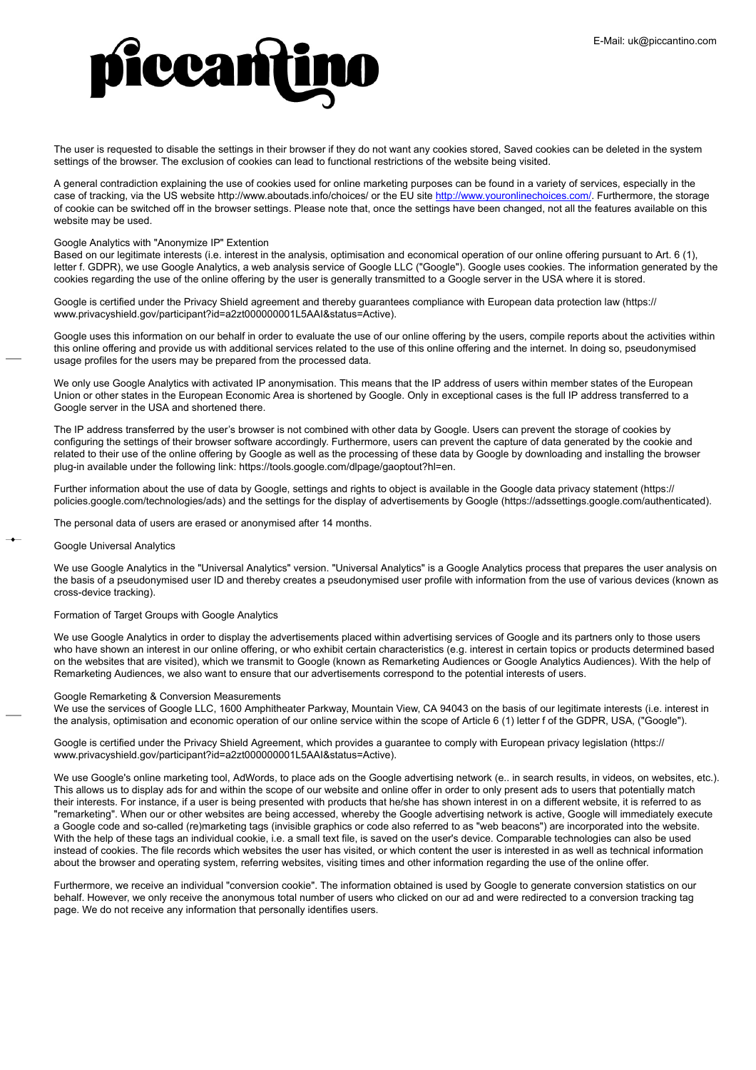The user is requested to disable the settings in their browser if they do not want any cookies stored, Saved cookies can be deleted in the system settings of the browser. The exclusion of cookies can lead to functional restrictions of the website being visited.

A general contradiction explaining the use of cookies used for online marketing purposes can be found in a variety of services, especially in the case of tracking, via the US website http://www.aboutads.info/choices/ or the EU site http://www.youronlinechoices.com/. Furthermore, the storage of cookie can be switched off in the browser settings. Please note that, once the settings have been changed, not all the features available on this website may be used.

### Google Analytics with "Anonymize IP" Extention

Based on our legitimate interests (i.e. interest in the analysis, optimisation and economical operation of our online offering pursuant to Art. 6 (1), letter f. GDPR), we use Google Analytics, a web analysis service of Google LLC ("Google"). Google uses cookies. The information generated by the cookies regarding the use of the online offering by the user is generally transmitted to a Google server in the USA where it is stored.

Google is certified under the Privacy Shield agreement and thereby guarantees compliance with European data protection law (https://www.privacyshield.gov/participant?id=a2zt000000001L5AAI&status=Active).

Google uses this information on our behalf in order to evaluate the use of our online offering by the users, compile reports about the activities within this online offering and provide us with additional services related to the use of this online offering and the internet. In doing so, pseudonymised usage profiles for the users may be prepared from the processed data.

We only use Google Analytics with activated IP anonymisation. This means that the IP address of users within member states of the European Union or other states in the European Economic Area is shortened by Google. Only in exceptional cases is the full IP address transferred to a Google server in the USA and shortened there.

The IP address transferred by the user's browser is not combined with other data by Google. Users can prevent the storage of cookies by configuring the settings of their browser software accordingly. Furthermore, users can prevent the capture of data generated by the cookie and related to their use of the online offering by Google as well as the processing of these data by Google by downloading and installing the browser plug-in available under the following link: https://tools.google.com/dlpage/gaoptout?hl=en.

Further information about the use of data by Google, settings and rights to object is available in the Google data privacy statement (https://policies.google.com/technologies/ads) and the settings for the display of advertisements by Google (https://adssettings.google.com/authenticated).

The personal data of users are erased or anonymised after 14 months.

### Google Universal Analytics

We use Google Analytics in the "Universal Analytics" version. "Universal Analytics" is a Google Analytics process that prepares the user analysis on the basis of a pseudonymised user ID and thereby creates a pseudonymised user profile with information from the use of various devices (known as cross-device tracking).

### Formation of Target Groups with Google Analytics

We use Google Analytics in order to display the advertisements placed within advertising services of Google and its partners only to those users who have shown an interest in our online offering, or who exhibit certain characteristics (e.g. interest in certain topics or products determined based on the websites that are visited), which we transmit to Google (known as Remarketing Audiences or Google Analytics Audiences). With the help of Remarketing Audiences, we also want to ensure that our advertisements correspond to the potential interests of users.

### Google Remarketing & Conversion Measurements

We use the services of Google LLC, 1600 Amphitheater Parkway, Mountain View, CA 94043 on the basis of our legitimate interests (i.e. interest in the analysis, optimisation and economic operation of our online service within the scope of Article 6 (1) letter f of the GDPR, USA, ("Google").

Google is certified under the Privacy Shield Agreement, which provides a guarantee to comply with European privacy legislation (https://www.privacyshield.gov/participant?id=a2zt000000001L5AAI&status=Active).

We use Google's online marketing tool, AdWords, to place ads on the Google advertising network (e.. in search results, in videos, on websites, etc.). This allows us to display ads for and within the scope of our website and online offer in order to only present ads to users that potentially match their interests. For instance, if a user is being presented with products that he/she has shown interest in on a different website, it is referred to as "remarketing". When our or other websites are being accessed, whereby the Google advertising network is active, Google will immediately execute a Google code and so-called (re)marketing tags (invisible graphics or code also referred to as "web beacons") are incorporated into the website. With the help of these tags an individual cookie, i.e. a small text file, is saved on the user's device. Comparable technologies can also be used instead of cookies. The file records which websites the user has visited, or which content the user is interested in as well as technical information about the browser and operating system, referring websites, visiting times and other information regarding the use of the online offer.

Furthermore, we receive an individual "conversion cookie". The information obtained is used by Google to generate conversion statistics on our behalf. However, we only receive the anonymous total number of users who clicked on our ad and were redirected to a conversion tracking tag page. We do not receive any information that personally identifies users.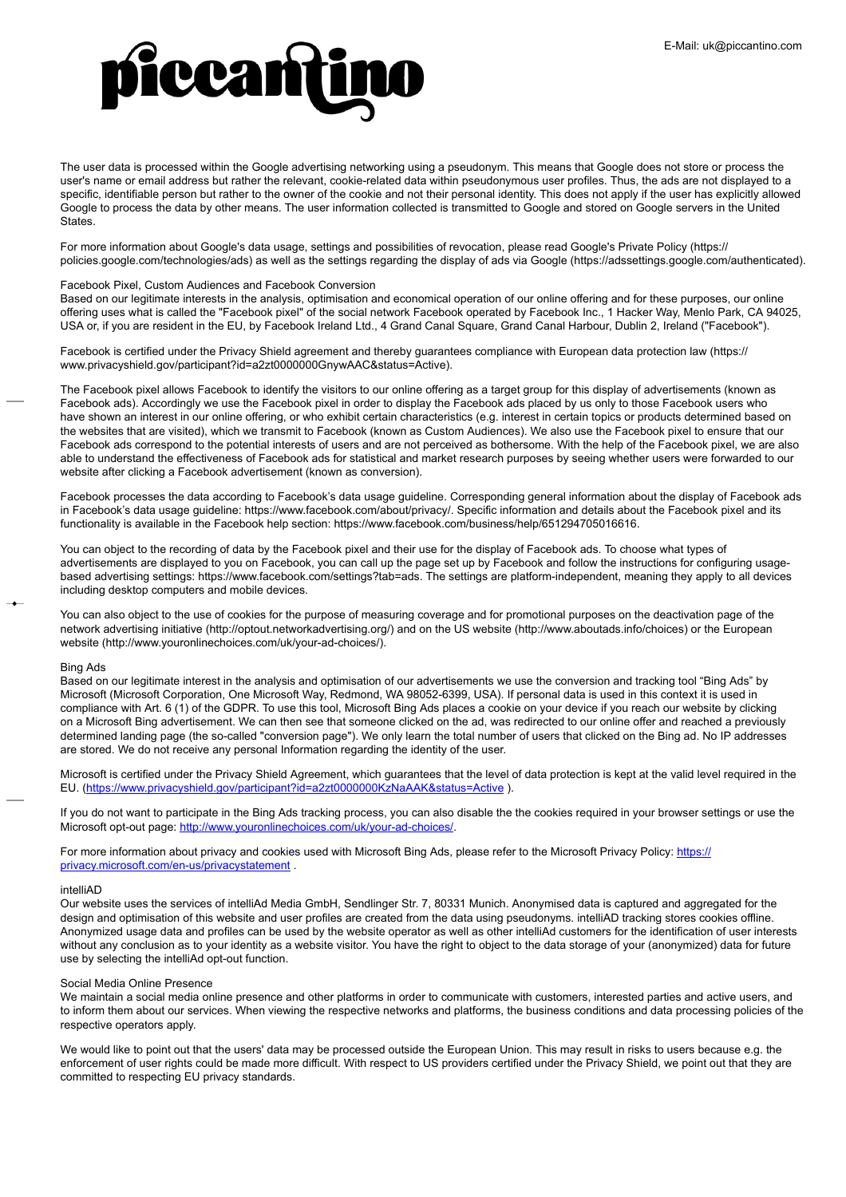The user data is processed within the Google advertising networking using a pseudonym. This means that Google does not store or process the user's name or email address but rather the relevant, cookie-related data within pseudonymous user profiles. Thus, the ads are not displayed to a specific, identifiable person but rather to the owner of the cookie and not their personal identity. This does not apply if the user has explicitly allowed Google to process the data by other means. The user information collected is transmitted to Google and stored on Google servers in the United States.

For more information about Google's data usage, settings and possibilities of revocation, please read Google's Private Policy (https://policies.google.com/technologies/ads) as well as the settings regarding the display of ads via Google (https://adssettings.google.com/authenticated).

### Facebook Pixel, Custom Audiences and Facebook Conversion

Based on our legitimate interests in the analysis, optimisation and economical operation of our online offering and for these purposes, our online offering uses what is called the "Facebook pixel" of the social network Facebook operated by Facebook Inc., 1 Hacker Way, Menlo Park, CA 94025, USA or, if you are resident in the EU, by Facebook Ireland Ltd., 4 Grand Canal Square, Grand Canal Harbour, Dublin 2, Ireland ("Facebook").

Facebook is certified under the Privacy Shield agreement and thereby guarantees compliance with European data protection law (https://www.privacyshield.gov/participant?id=a2zt0000000GnywAAC&status=Active).

The Facebook pixel allows Facebook to identify the visitors to our online offering as a target group for this display of advertisements (known as Facebook ads). Accordingly we use the Facebook pixel in order to display the Facebook ads placed by us only to those Facebook users who have shown an interest in our online offering, or who exhibit certain characteristics (e.g. interest in certain topics or products determined based on the websites that are visited), which we transmit to Facebook (known as Custom Audiences). We also use the Facebook pixel to ensure that our Facebook ads correspond to the potential interests of users and are not perceived as bothersome. With the help of the Facebook pixel, we are also able to understand the effectiveness of Facebook ads for statistical and market research purposes by seeing whether users were forwarded to our website after clicking a Facebook advertisement (known as conversion).

Facebook processes the data according to Facebook's data usage guideline. Corresponding general information about the display of Facebook ads in Facebook's data usage guideline: https://www.facebook.com/about/privacy/. Specific information and details about the Facebook pixel and its functionality is available in the Facebook help section: https://www.facebook.com/business/help/651294705016616.

You can object to the recording of data by the Facebook pixel and their use for the display of Facebook ads. To choose what types of advertisements are displayed to you on Facebook, you can call up the page set up by Facebook and follow the instructions for configuring usage-based advertising settings: https://www.facebook.com/settings?tab=ads. The settings are platform-independent, meaning they apply to all devices including desktop computers and mobile devices.

You can also object to the use of cookies for the purpose of measuring coverage and for promotional purposes on the deactivation page of the network advertising initiative (http://optout.networkadvertising.org/) and on the US website (http://www.aboutads.info/choices) or the European website (http://www.youronlinechoices.com/uk/your-ad-choices/).

### Bing Ads

Based on our legitimate interest in the analysis and optimisation of our advertisements we use the conversion and tracking tool "Bing Ads" by Microsoft (Microsoft Corporation, One Microsoft Way, Redmond, WA 98052-6399, USA). If personal data is used in this context it is used in compliance with Art. 6 (1) of the GDPR. To use this tool, Microsoft Bing Ads places a cookie on your device if you reach our website by clicking on a Microsoft Bing advertisement. We can then see that someone clicked on the ad, was redirected to our online offer and reached a previously determined landing page (the so-called "conversion page"). We only learn the total number of users that clicked on the Bing ad. No IP addresses are stored. We do not receive any personal Information regarding the identity of the user.

Microsoft is certified under the Privacy Shield Agreement, which guarantees that the level of data protection is kept at the valid level required in the EU. (https://www.privacyshield.gov/participant?id=a2zt0000000KzNaAAK&status=Active ).

If you do not want to participate in the Bing Ads tracking process, you can also disable the the cookies required in your browser settings or use the Microsoft opt-out page: http://www.youronlinechoices.com/uk/your-ad-choices/.

For more information about privacy and cookies used with Microsoft Bing Ads, please refer to the Microsoft Privacy Policy: https://privacy.microsoft.com/en-us/privacystatement .

### intelliAD

Our website uses the services of intelliAd Media GmbH, Sendlinger Str. 7, 80331 Munich. Anonymised data is captured and aggregated for the design and optimisation of this website and user profiles are created from the data using pseudonyms. intelliAD tracking stores cookies offline. Anonymized usage data and profiles can be used by the website operator as well as other intelliAd customers for the identification of user interests without any conclusion as to your identity as a website visitor. You have the right to object to the data storage of your (anonymized) data for future use by selecting the intelliAd opt-out function.

### Social Media Online Presence

We maintain a social media online presence and other platforms in order to communicate with customers, interested parties and active users, and to inform them about our services. When viewing the respective networks and platforms, the business conditions and data processing policies of the respective operators apply.

We would like to point out that the users' data may be processed outside the European Union. This may result in risks to users because e.g. the enforcement of user rights could be made more difficult. With respect to US providers certified under the Privacy Shield, we point out that they are committed to respecting EU privacy standards.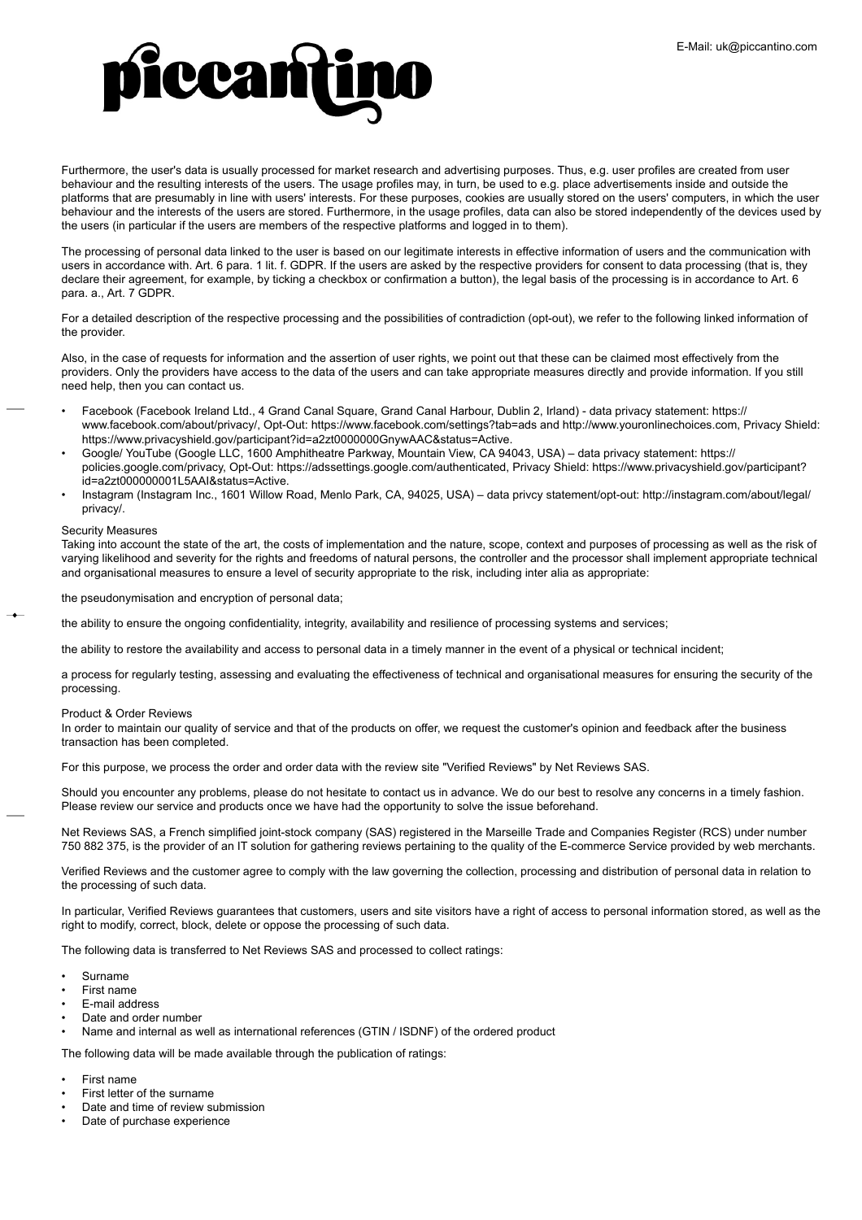Furthermore, the user's data is usually processed for market research and advertising purposes. Thus, e.g. user profiles are created from user behaviour and the resulting interests of the users. The usage profiles may, in turn, be used to e.g. place advertisements inside and outside the platforms that are presumably in line with users' interests. For these purposes, cookies are usually stored on the users' computers, in which the user behaviour and the interests of the users are stored. Furthermore, in the usage profiles, data can also be stored independently of the devices used by the users (in particular if the users are members of the respective platforms and logged in to them).

The processing of personal data linked to the user is based on our legitimate interests in effective information of users and the communication with users in accordance with. Art. 6 para. 1 lit. f. GDPR. If the users are asked by the respective providers for consent to data processing (that is, they declare their agreement, for example, by ticking a checkbox or confirmation a button), the legal basis of the processing is in accordance to Art. 6 para. a., Art. 7 GDPR.

For a detailed description of the respective processing and the possibilities of contradiction (opt-out), we refer to the following linked information of the provider.

Also, in the case of requests for information and the assertion of user rights, we point out that these can be claimed most effectively from the providers. Only the providers have access to the data of the users and can take appropriate measures directly and provide information. If you still need help, then you can contact us.

- Facebook (Facebook Ireland Ltd., 4 Grand Canal Square, Grand Canal Harbour, Dublin 2, Irland) - data privacy statement: https://www.facebook.com/about/privacy/, Opt-Out: https://www.facebook.com/settings?tab=ads and http://www.youronlinechoices.com, Privacy Shield: https://www.privacyshield.gov/participant?id=a2zt0000000GnywAAC&status=Active.
- Google/ YouTube (Google LLC, 1600 Amphitheatre Parkway, Mountain View, CA 94043, USA) – data privacy statement: https://policies.google.com/privacy, Opt-Out: https://adssettings.google.com/authenticated, Privacy Shield: https://www.privacyshield.gov/participant?id=a2zt000000001L5AAI&status=Active.
- Instagram (Instagram Inc., 1601 Willow Road, Menlo Park, CA, 94025, USA) – data privcy statement/opt-out: http://instagram.com/about/legal/privacy/.

Security Measures

Taking into account the state of the art, the costs of implementation and the nature, scope, context and purposes of processing as well as the risk of varying likelihood and severity for the rights and freedoms of natural persons, the controller and the processor shall implement appropriate technical and organisational measures to ensure a level of security appropriate to the risk, including inter alia as appropriate:

the pseudonymisation and encryption of personal data;

the ability to ensure the ongoing confidentiality, integrity, availability and resilience of processing systems and services;

the ability to restore the availability and access to personal data in a timely manner in the event of a physical or technical incident;

a process for regularly testing, assessing and evaluating the effectiveness of technical and organisational measures for ensuring the security of the processing.

Product & Order Reviews

In order to maintain our quality of service and that of the products on offer, we request the customer's opinion and feedback after the business transaction has been completed.

For this purpose, we process the order and order data with the review site "Verified Reviews" by Net Reviews SAS.

Should you encounter any problems, please do not hesitate to contact us in advance. We do our best to resolve any concerns in a timely fashion. Please review our service and products once we have had the opportunity to solve the issue beforehand.

Net Reviews SAS, a French simplified joint-stock company (SAS) registered in the Marseille Trade and Companies Register (RCS) under number 750 882 375, is the provider of an IT solution for gathering reviews pertaining to the quality of the E-commerce Service provided by web merchants.

Verified Reviews and the customer agree to comply with the law governing the collection, processing and distribution of personal data in relation to the processing of such data.

In particular, Verified Reviews guarantees that customers, users and site visitors have a right of access to personal information stored, as well as the right to modify, correct, block, delete or oppose the processing of such data.

The following data is transferred to Net Reviews SAS and processed to collect ratings:

- Surname
- First name
- E-mail address
- Date and order number
- Name and internal as well as international references (GTIN / ISDNF) of the ordered product

The following data will be made available through the publication of ratings:

- First name
- First letter of the surname
- Date and time of review submission
- Date of purchase experience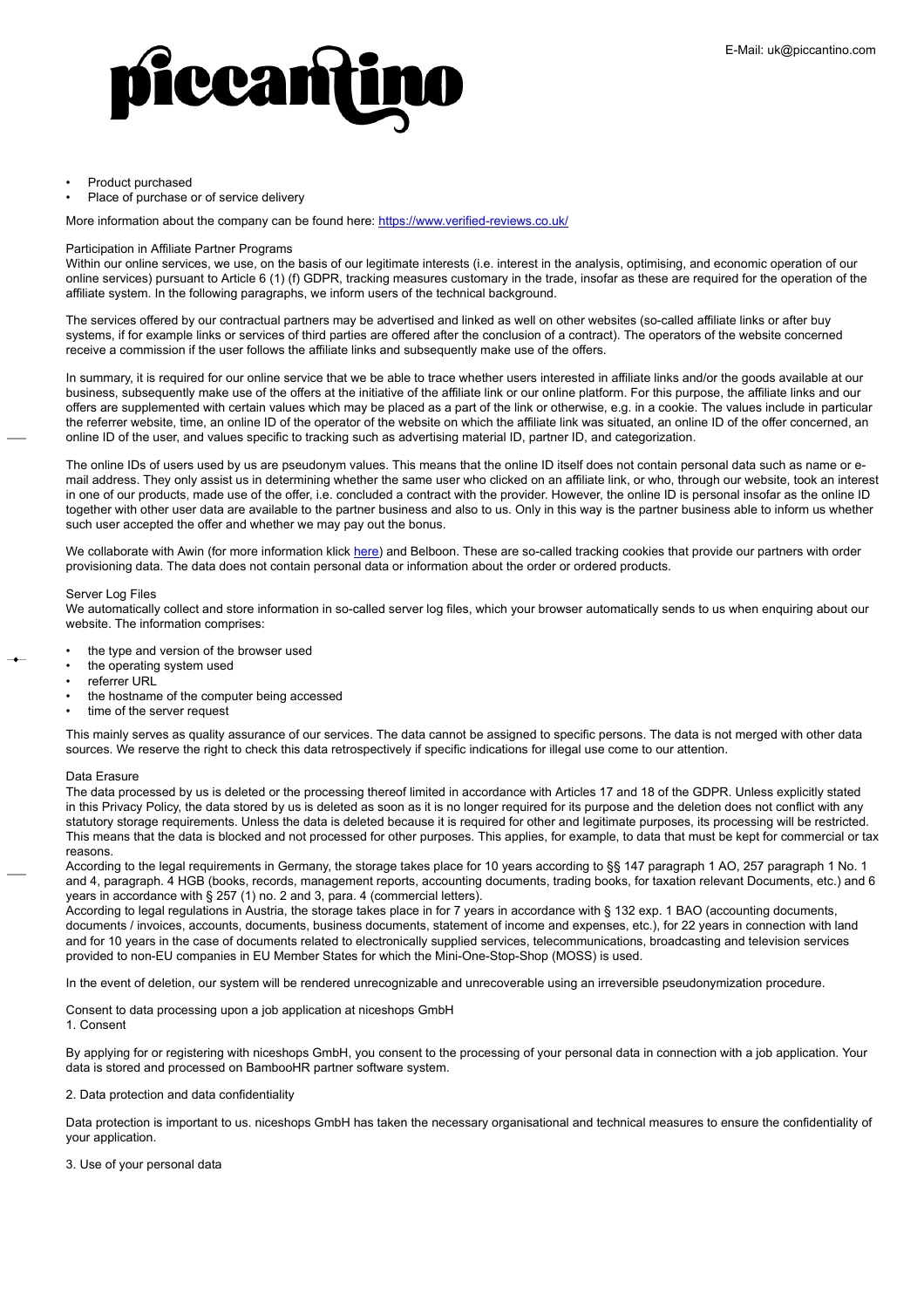- Product purchased
- Place of purchase or of service delivery

More information about the company can be found here: https://www.verified-reviews.co.uk/

Participation in Affiliate Partner Programs

Within our online services, we use, on the basis of our legitimate interests (i.e. interest in the analysis, optimising, and economic operation of our online services) pursuant to Article 6 (1) (f) GDPR, tracking measures customary in the trade, insofar as these are required for the operation of the affiliate system. In the following paragraphs, we inform users of the technical background.

The services offered by our contractual partners may be advertised and linked as well on other websites (so-called affiliate links or after buy systems, if for example links or services of third parties are offered after the conclusion of a contract). The operators of the website concerned receive a commission if the user follows the affiliate links and subsequently make use of the offers.

In summary, it is required for our online service that we be able to trace whether users interested in affiliate links and/or the goods available at our business, subsequently make use of the offers at the initiative of the affiliate link or our online platform. For this purpose, the affiliate links and our offers are supplemented with certain values which may be placed as a part of the link or otherwise, e.g. in a cookie. The values include in particular the referrer website, time, an online ID of the operator of the website on which the affiliate link was situated, an online ID of the offer concerned, an online ID of the user, and values specific to tracking such as advertising material ID, partner ID, and categorization.

The online IDs of users used by us are pseudonym values. This means that the online ID itself does not contain personal data such as name or e-mail address. They only assist us in determining whether the same user who clicked on an affiliate link, or who, through our website, took an interest in one of our products, made use of the offer, i.e. concluded a contract with the provider. However, the online ID is personal insofar as the online ID together with other user data are available to the partner business and also to us. Only in this way is the partner business able to inform us whether such user accepted the offer and whether we may pay out the bonus.

We collaborate with Awin (for more information klick here) and Belboon. These are so-called tracking cookies that provide our partners with order provisioning data. The data does not contain personal data or information about the order or ordered products.

Server Log Files

We automatically collect and store information in so-called server log files, which your browser automatically sends to us when enquiring about our website. The information comprises:

- the type and version of the browser used
- the operating system used
- referrer URL
- the hostname of the computer being accessed
- time of the server request

This mainly serves as quality assurance of our services. The data cannot be assigned to specific persons. The data is not merged with other data sources. We reserve the right to check this data retrospectively if specific indications for illegal use come to our attention.

Data Erasure

The data processed by us is deleted or the processing thereof limited in accordance with Articles 17 and 18 of the GDPR. Unless explicitly stated in this Privacy Policy, the data stored by us is deleted as soon as it is no longer required for its purpose and the deletion does not conflict with any statutory storage requirements. Unless the data is deleted because it is required for other and legitimate purposes, its processing will be restricted. This means that the data is blocked and not processed for other purposes. This applies, for example, to data that must be kept for commercial or tax reasons.

According to the legal requirements in Germany, the storage takes place for 10 years according to §§ 147 paragraph 1 AO, 257 paragraph 1 No. 1 and 4, paragraph. 4 HGB (books, records, management reports, accounting documents, trading books, for taxation relevant Documents, etc.) and 6 years in accordance with § 257 (1) no. 2 and 3, para. 4 (commercial letters).

According to legal regulations in Austria, the storage takes place in for 7 years in accordance with § 132 exp. 1 BAO (accounting documents, documents / invoices, accounts, documents, business documents, statement of income and expenses, etc.), for 22 years in connection with land and for 10 years in the case of documents related to electronically supplied services, telecommunications, broadcasting and television services provided to non-EU companies in EU Member States for which the Mini-One-Stop-Shop (MOSS) is used.

In the event of deletion, our system will be rendered unrecognizable and unrecoverable using an irreversible pseudonymization procedure.

Consent to data processing upon a job application at niceshops GmbH

1. Consent

By applying for or registering with niceshops GmbH, you consent to the processing of your personal data in connection with a job application. Your data is stored and processed on BambooHR partner software system.

2. Data protection and data confidentiality

Data protection is important to us. niceshops GmbH has taken the necessary organisational and technical measures to ensure the confidentiality of your application.

3. Use of your personal data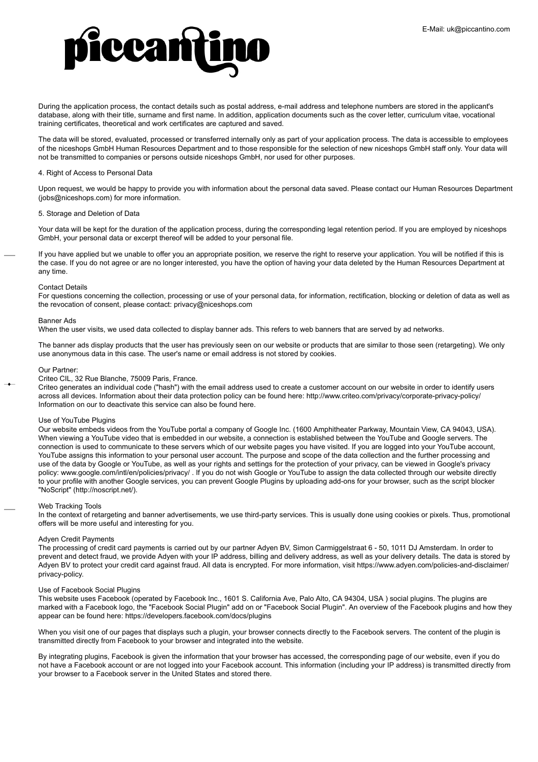During the application process, the contact details such as postal address, e-mail address and telephone numbers are stored in the applicant's database, along with their title, surname and first name. In addition, application documents such as the cover letter, curriculum vitae, vocational training certificates, theoretical and work certificates are captured and saved.

The data will be stored, evaluated, processed or transferred internally only as part of your application process. The data is accessible to employees of the niceshops GmbH Human Resources Department and to those responsible for the selection of new niceshops GmbH staff only. Your data will not be transmitted to companies or persons outside niceshops GmbH, nor used for other purposes.

4. Right of Access to Personal Data

Upon request, we would be happy to provide you with information about the personal data saved. Please contact our Human Resources Department (jobs@niceshops.com) for more information.

5. Storage and Deletion of Data

Your data will be kept for the duration of the application process, during the corresponding legal retention period. If you are employed by niceshops GmbH, your personal data or excerpt thereof will be added to your personal file.

If you have applied but we unable to offer you an appropriate position, we reserve the right to reserve your application. You will be notified if this is the case. If you do not agree or are no longer interested, you have the option of having your data deleted by the Human Resources Department at any time.

Contact Details
For questions concerning the collection, processing or use of your personal data, for information, rectification, blocking or deletion of data as well as the revocation of consent, please contact: privacy@niceshops.com

Banner Ads
When the user visits, we used data collected to display banner ads. This refers to web banners that are served by ad networks.

The banner ads display products that the user has previously seen on our website or products that are similar to those seen (retargeting). We only use anonymous data in this case. The user's name or email address is not stored by cookies.

Our Partner:
Criteo CIL, 32 Rue Blanche, 75009 Paris, France.
Criteo generates an individual code ("hash") with the email address used to create a customer account on our website in order to identify users across all devices. Information about their data protection policy can be found here: http://www.criteo.com/privacy/corporate-privacy-policy/
Information on our to deactivate this service can also be found here.

Use of YouTube Plugins
Our website embeds videos from the YouTube portal a company of Google Inc. (1600 Amphitheater Parkway, Mountain View, CA 94043, USA). When viewing a YouTube video that is embedded in our website, a connection is established between the YouTube and Google servers. The connection is used to communicate to these servers which of our website pages you have visited. If you are logged into your YouTube account, YouTube assigns this information to your personal user account. The purpose and scope of the data collection and the further processing and use of the data by Google or YouTube, as well as your rights and settings for the protection of your privacy, can be viewed in Google's privacy policy: www.google.com/intl/en/policies/privacy/ . If you do not wish Google or YouTube to assign the data collected through our website directly to your profile with another Google services, you can prevent Google Plugins by uploading add-ons for your browser, such as the script blocker "NoScript" (http://noscript.net/).

Web Tracking Tools
In the context of retargeting and banner advertisements, we use third-party services. This is usually done using cookies or pixels. Thus, promotional offers will be more useful and interesting for you.

Adyen Credit Payments
The processing of credit card payments is carried out by our partner Adyen BV, Simon Carmiggelstraat 6 - 50, 1011 DJ Amsterdam. In order to prevent and detect fraud, we provide Adyen with your IP address, billing and delivery address, as well as your delivery details. The data is stored by Adyen BV to protect your credit card against fraud. All data is encrypted. For more information, visit https://www.adyen.com/policies-and-disclaimer/privacy-policy.

Use of Facebook Social Plugins
This website uses Facebook (operated by Facebook Inc., 1601 S. California Ave, Palo Alto, CA 94304, USA ) social plugins. The plugins are marked with a Facebook logo, the "Facebook Social Plugin" add on or "Facebook Social Plugin". An overview of the Facebook plugins and how they appear can be found here: https://developers.facebook.com/docs/plugins

When you visit one of our pages that displays such a plugin, your browser connects directly to the Facebook servers. The content of the plugin is transmitted directly from Facebook to your browser and integrated into the website.

By integrating plugins, Facebook is given the information that your browser has accessed, the corresponding page of our website, even if you do not have a Facebook account or are not logged into your Facebook account. This information (including your IP address) is transmitted directly from your browser to a Facebook server in the United States and stored there.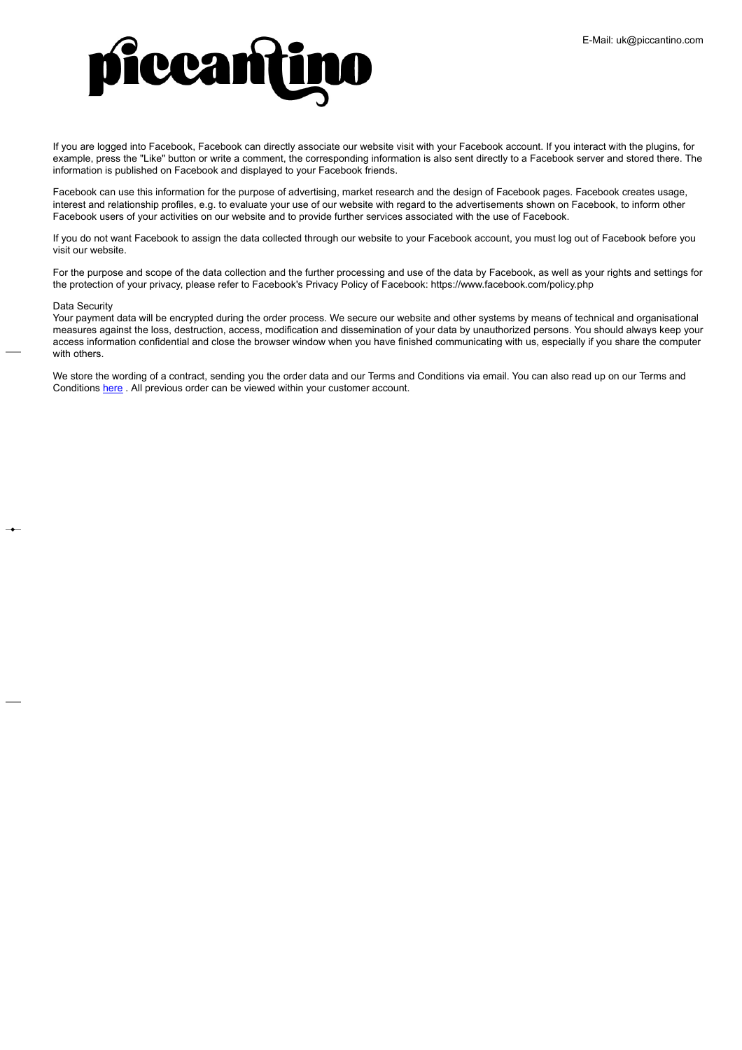If you are logged into Facebook, Facebook can directly associate our website visit with your Facebook account. If you interact with the plugins, for example, press the "Like" button or write a comment, the corresponding information is also sent directly to a Facebook server and stored there. The information is published on Facebook and displayed to your Facebook friends.

Facebook can use this information for the purpose of advertising, market research and the design of Facebook pages. Facebook creates usage, interest and relationship profiles, e.g. to evaluate your use of our website with regard to the advertisements shown on Facebook, to inform other Facebook users of your activities on our website and to provide further services associated with the use of Facebook.

If you do not want Facebook to assign the data collected through our website to your Facebook account, you must log out of Facebook before you visit our website.

For the purpose and scope of the data collection and the further processing and use of the data by Facebook, as well as your rights and settings for the protection of your privacy, please refer to Facebook's Privacy Policy of Facebook: https://www.facebook.com/policy.php

Data Security
Your payment data will be encrypted during the order process. We secure our website and other systems by means of technical and organisational measures against the loss, destruction, access, modification and dissemination of your data by unauthorized persons. You should always keep your access information confidential and close the browser window when you have finished communicating with us, especially if you share the computer with others.

We store the wording of a contract, sending you the order data and our Terms and Conditions via email. You can also read up on our Terms and Conditions here . All previous order can be viewed within your customer account.